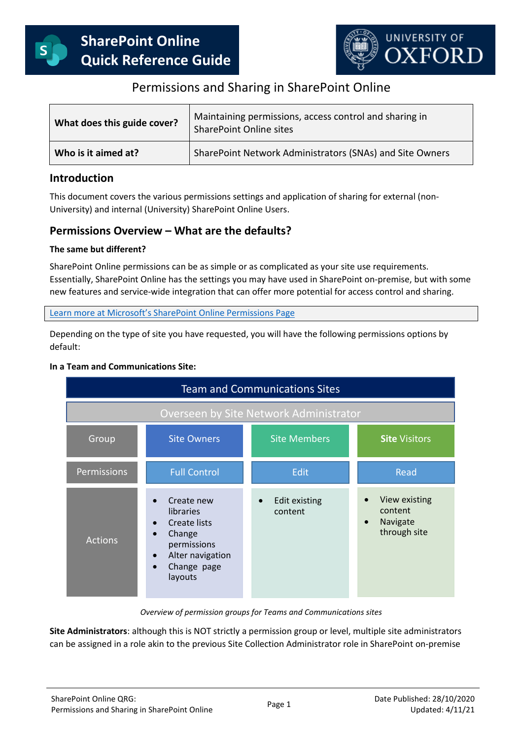# SharePoint Online Quick Reference Guide

UNIVERSITY OF OXFORD

## Permissions and Sharing in SharePoint Online

| **What does this guide cover?** | Maintaining permissions, access control and sharing in SharePoint Online sites |
|---|---|
| **Who is it aimed at?** | SharePoint Network Administrators (SNAs) and Site Owners |

## Introduction

This document covers the various permissions settings and application of sharing for external (non-University) and internal (University) SharePoint Online Users.

## Permissions Overview – What are the defaults?

### The same but different?

SharePoint Online permissions can be as simple or as complicated as your site use requirements. Essentially, SharePoint Online has the settings you may have used in SharePoint on-premise, but with some new features and service-wide integration that can offer more potential for access control and sharing.

[Learn more at Microsoft's SharePoint Online Permissions Page]

Depending on the type of site you have requested, you will have the following permissions options by default:

**In a Team and Communications Site:**

| Team and Communications Sites | | | |
|---|---|---|---|
| Overseen by Site Network Administrator | | | |
| Group | Site Owners | Site Members | **Site** Visitors |
| Permissions | Full Control | Edit | Read |
| Actions | • Create new libraries<br>• Create lists<br>• Change permissions<br>• Alter navigation<br>• Change page layouts | • Edit existing content | • View existing content<br>• Navigate through site |

*Overview of permission groups for Teams and Communications sites*

**Site Administrators**: although this is NOT strictly a permission group or level, multiple site administrators can be assigned in a role akin to the previous Site Collection Administrator role in SharePoint on-premise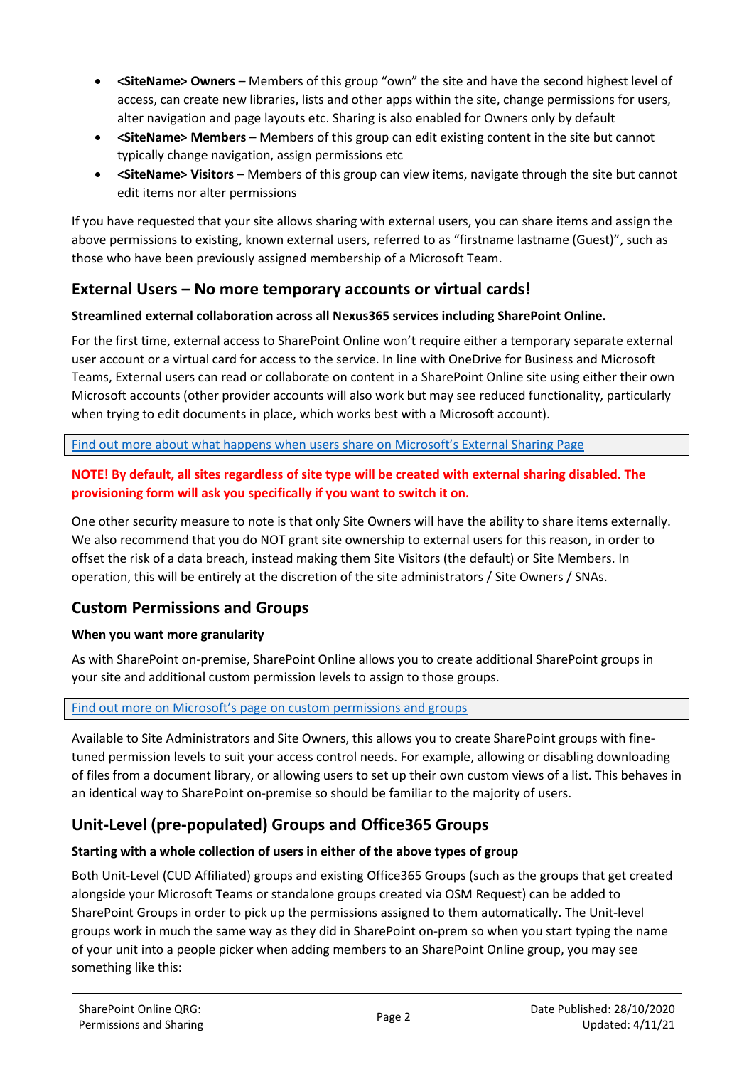- **<SiteName> Owners** – Members of this group "own" the site and have the second highest level of access, can create new libraries, lists and other apps within the site, change permissions for users, alter navigation and page layouts etc. Sharing is also enabled for Owners only by default
- **<SiteName> Members** – Members of this group can edit existing content in the site but cannot typically change navigation, assign permissions etc
- **<SiteName> Visitors** – Members of this group can view items, navigate through the site but cannot edit items nor alter permissions

If you have requested that your site allows sharing with external users, you can share items and assign the above permissions to existing, known external users, referred to as "firstname lastname (Guest)", such as those who have been previously assigned membership of a Microsoft Team.

## External Users – No more temporary accounts or virtual cards!

**Streamlined external collaboration across all Nexus365 services including SharePoint Online.**

For the first time, external access to SharePoint Online won't require either a temporary separate external user account or a virtual card for access to the service. In line with OneDrive for Business and Microsoft Teams, External users can read or collaborate on content in a SharePoint Online site using either their own Microsoft accounts (other provider accounts will also work but may see reduced functionality, particularly when trying to edit documents in place, which works best with a Microsoft account).

Find out more about what happens when users share on Microsoft's External Sharing Page

**NOTE! By default, all sites regardless of site type will be created with external sharing disabled. The provisioning form will ask you specifically if you want to switch it on.**

One other security measure to note is that only Site Owners will have the ability to share items externally. We also recommend that you do NOT grant site ownership to external users for this reason, in order to offset the risk of a data breach, instead making them Site Visitors (the default) or Site Members. In operation, this will be entirely at the discretion of the site administrators / Site Owners / SNAs.

## Custom Permissions and Groups

**When you want more granularity**

As with SharePoint on-premise, SharePoint Online allows you to create additional SharePoint groups in your site and additional custom permission levels to assign to those groups.

Find out more on Microsoft's page on custom permissions and groups

Available to Site Administrators and Site Owners, this allows you to create SharePoint groups with fine-tuned permission levels to suit your access control needs. For example, allowing or disabling downloading of files from a document library, or allowing users to set up their own custom views of a list. This behaves in an identical way to SharePoint on-premise so should be familiar to the majority of users.

## Unit-Level (pre-populated) Groups and Office365 Groups

**Starting with a whole collection of users in either of the above types of group**

Both Unit-Level (CUD Affiliated) groups and existing Office365 Groups (such as the groups that get created alongside your Microsoft Teams or standalone groups created via OSM Request) can be added to SharePoint Groups in order to pick up the permissions assigned to them automatically. The Unit-level groups work in much the same way as they did in SharePoint on-prem so when you start typing the name of your unit into a people picker when adding members to an SharePoint Online group, you may see something like this: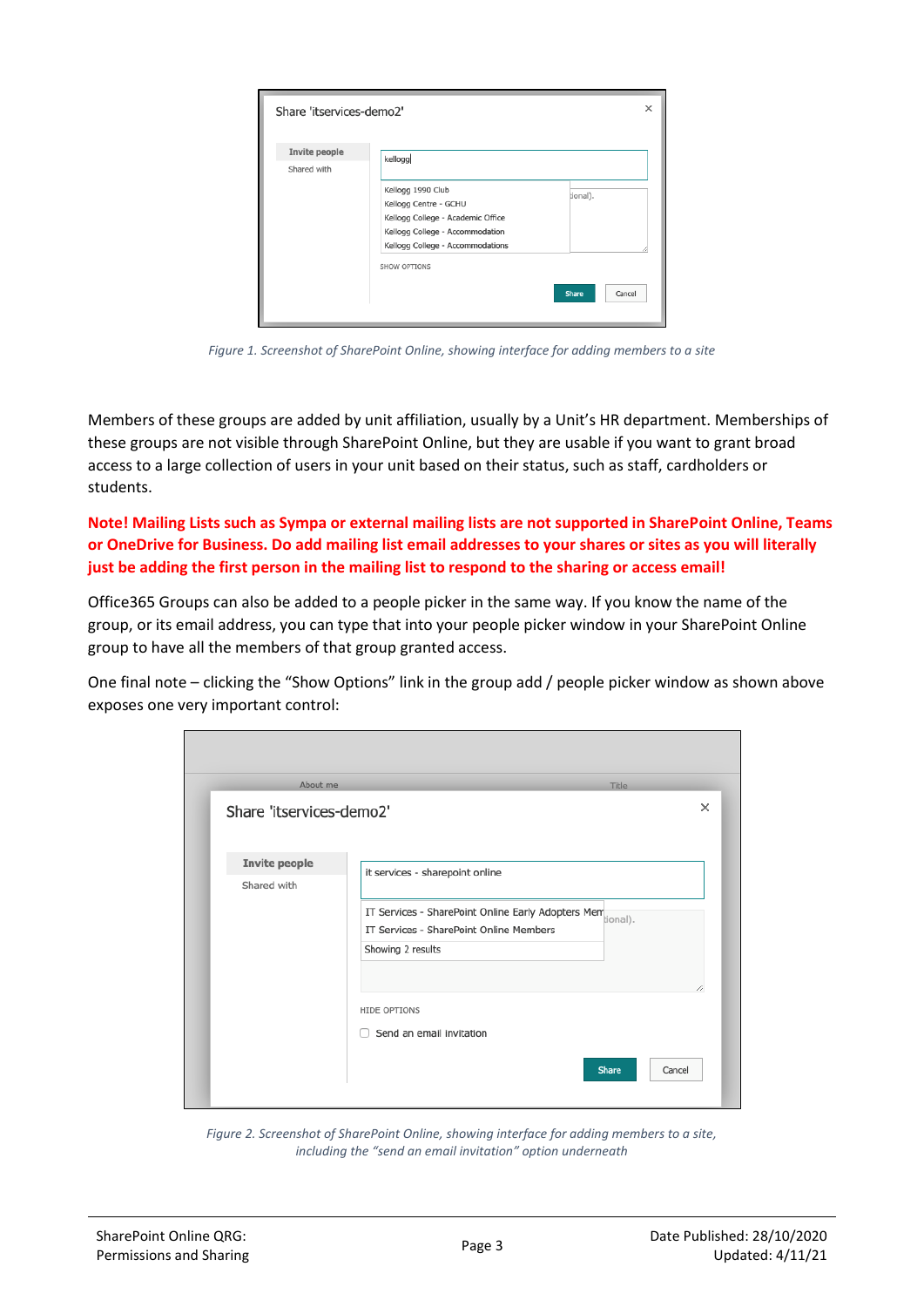Figure 1. Screenshot of SharePoint Online, showing interface for adding members to a site

Members of these groups are added by unit affiliation, usually by a Unit's HR department. Memberships of these groups are not visible through SharePoint Online, but they are usable if you want to grant broad access to a large collection of users in your unit based on their status, such as staff, cardholders or students.

**Note! Mailing Lists such as Sympa or external mailing lists are not supported in SharePoint Online, Teams or OneDrive for Business. Do add mailing list email addresses to your shares or sites as you will literally just be adding the first person in the mailing list to respond to the sharing or access email!**

Office365 Groups can also be added to a people picker in the same way. If you know the name of the group, or its email address, you can type that into your people picker window in your SharePoint Online group to have all the members of that group granted access.

One final note – clicking the "Show Options" link in the group add / people picker window as shown above exposes one very important control:

Figure 2. Screenshot of SharePoint Online, showing interface for adding members to a site, including the "send an email invitation" option underneath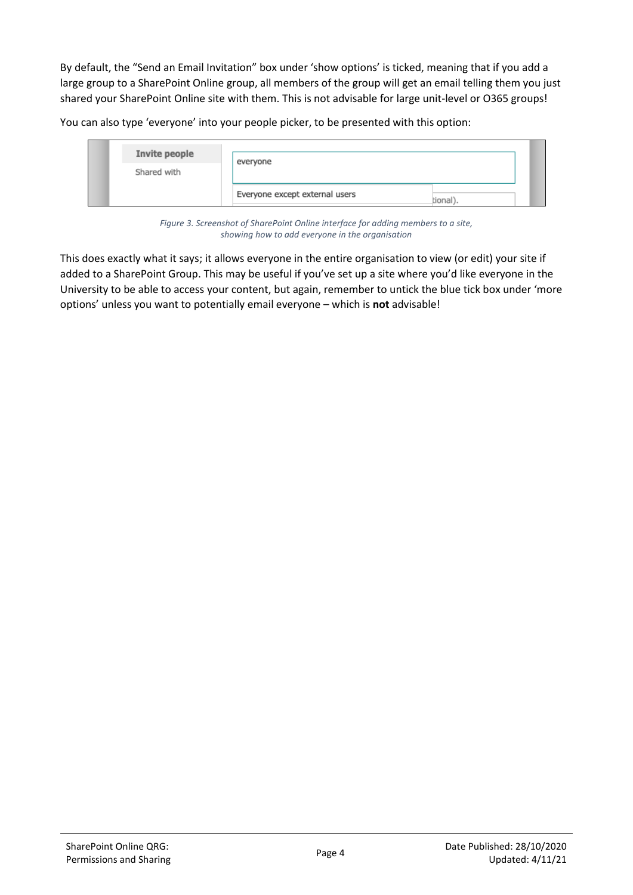By default, the "Send an Email Invitation" box under 'show options' is ticked, meaning that if you add a large group to a SharePoint Online group, all members of the group will get an email telling them you just shared your SharePoint Online site with them. This is not advisable for large unit-level or O365 groups!

You can also type 'everyone' into your people picker, to be presented with this option:

*Figure 3. Screenshot of SharePoint Online interface for adding members to a site, showing how to add everyone in the organisation*

This does exactly what it says; it allows everyone in the entire organisation to view (or edit) your site if added to a SharePoint Group. This may be useful if you've set up a site where you'd like everyone in the University to be able to access your content, but again, remember to untick the blue tick box under 'more options' unless you want to potentially email everyone – which is **not** advisable!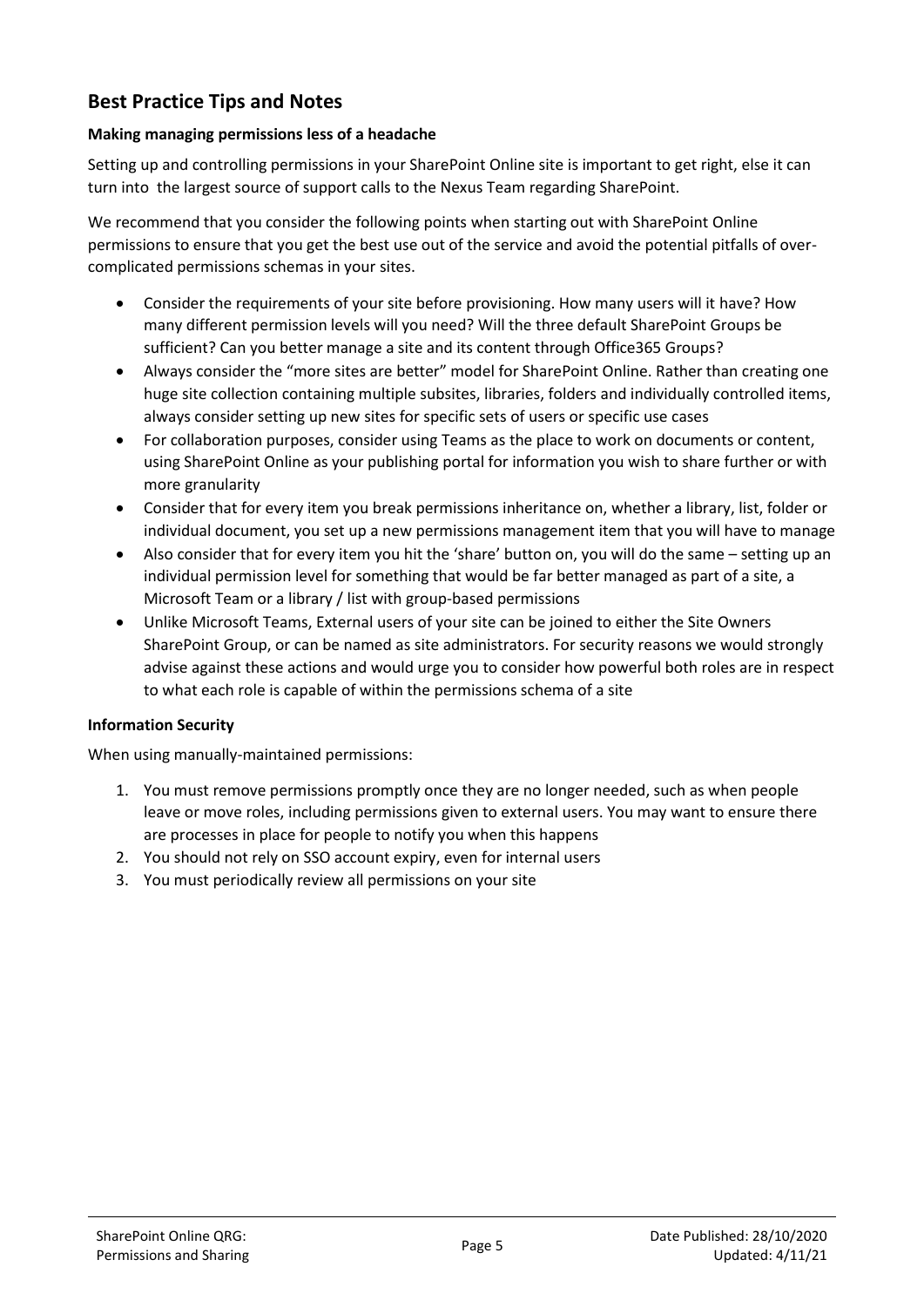## Best Practice Tips and Notes

**Making managing permissions less of a headache**

Setting up and controlling permissions in your SharePoint Online site is important to get right, else it can turn into the largest source of support calls to the Nexus Team regarding SharePoint.

We recommend that you consider the following points when starting out with SharePoint Online permissions to ensure that you get the best use out of the service and avoid the potential pitfalls of over-complicated permissions schemas in your sites.

- Consider the requirements of your site before provisioning. How many users will it have? How many different permission levels will you need? Will the three default SharePoint Groups be sufficient? Can you better manage a site and its content through Office365 Groups?
- Always consider the "more sites are better" model for SharePoint Online. Rather than creating one huge site collection containing multiple subsites, libraries, folders and individually controlled items, always consider setting up new sites for specific sets of users or specific use cases
- For collaboration purposes, consider using Teams as the place to work on documents or content, using SharePoint Online as your publishing portal for information you wish to share further or with more granularity
- Consider that for every item you break permissions inheritance on, whether a library, list, folder or individual document, you set up a new permissions management item that you will have to manage
- Also consider that for every item you hit the 'share' button on, you will do the same – setting up an individual permission level for something that would be far better managed as part of a site, a Microsoft Team or a library / list with group-based permissions
- Unlike Microsoft Teams, External users of your site can be joined to either the Site Owners SharePoint Group, or can be named as site administrators. For security reasons we would strongly advise against these actions and would urge you to consider how powerful both roles are in respect to what each role is capable of within the permissions schema of a site

**Information Security**

When using manually-maintained permissions:

1. You must remove permissions promptly once they are no longer needed, such as when people leave or move roles, including permissions given to external users. You may want to ensure there are processes in place for people to notify you when this happens
2. You should not rely on SSO account expiry, even for internal users
3. You must periodically review all permissions on your site